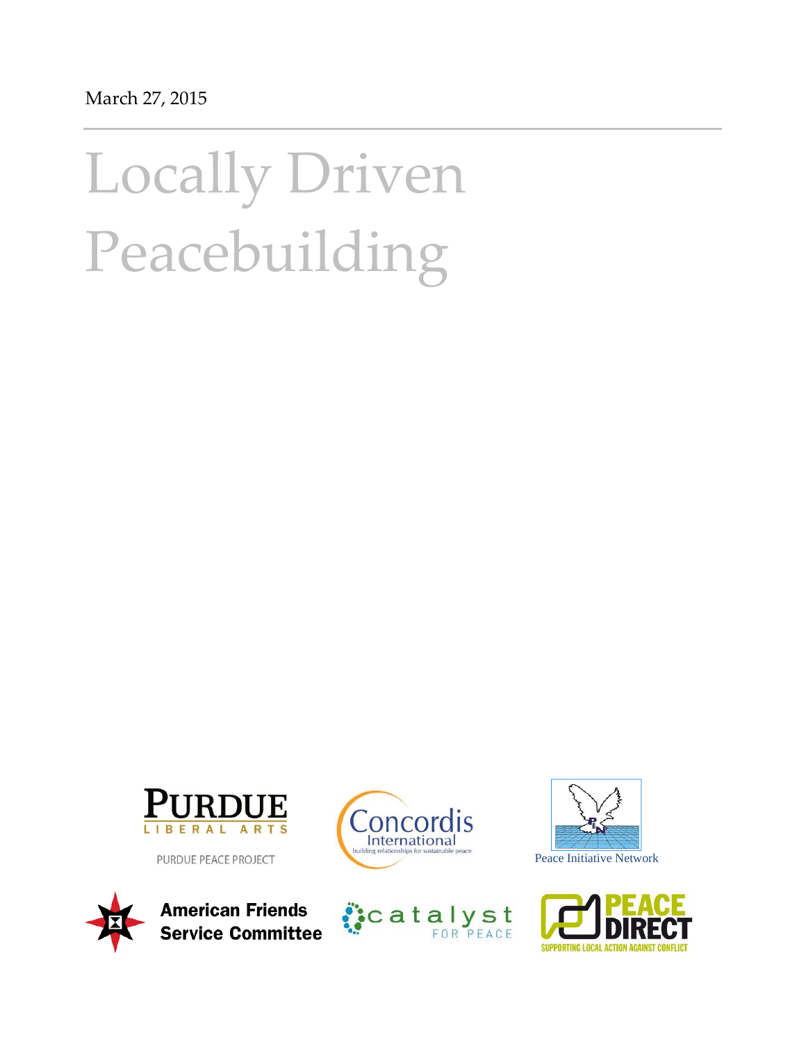March 27, 2015

# Locally Driven Peacebuilding

PURDUE LIBERAL ARTS

PURDUE PEACE PROJECT

Concordis International

building relationships for sustainable peace

Peace Initiative Network

American Friends Service Committee

catalyst FOR PEACE

PEACE DIRECT

SUPPORTING LOCAL ACTION AGAINST CONFLICT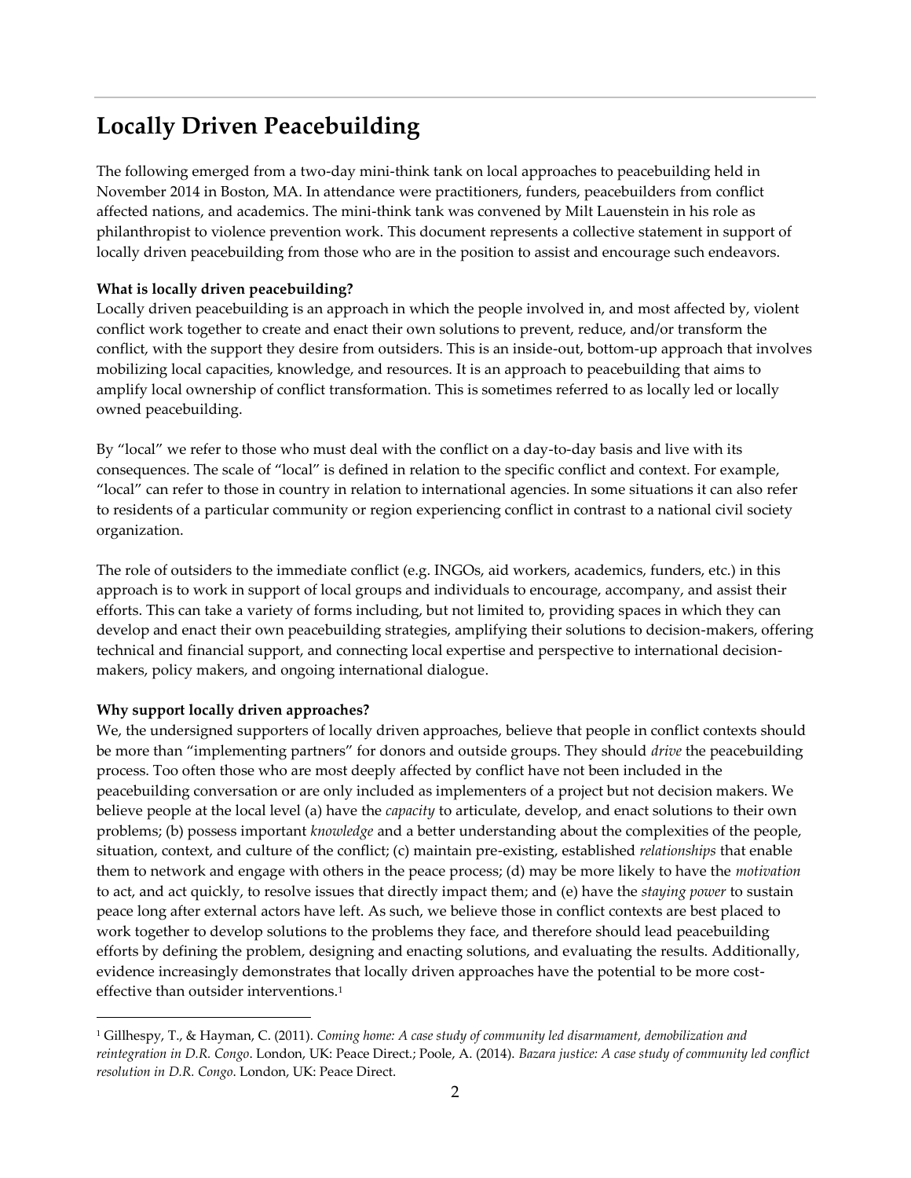# Locally Driven Peacebuilding

The following emerged from a two-day mini-think tank on local approaches to peacebuilding held in November 2014 in Boston, MA. In attendance were practitioners, funders, peacebuilders from conflict affected nations, and academics. The mini-think tank was convened by Milt Lauenstein in his role as philanthropist to violence prevention work. This document represents a collective statement in support of locally driven peacebuilding from those who are in the position to assist and encourage such endeavors.

**What is locally driven peacebuilding?**

Locally driven peacebuilding is an approach in which the people involved in, and most affected by, violent conflict work together to create and enact their own solutions to prevent, reduce, and/or transform the conflict, with the support they desire from outsiders. This is an inside-out, bottom-up approach that involves mobilizing local capacities, knowledge, and resources. It is an approach to peacebuilding that aims to amplify local ownership of conflict transformation. This is sometimes referred to as locally led or locally owned peacebuilding.

By "local" we refer to those who must deal with the conflict on a day-to-day basis and live with its consequences. The scale of "local" is defined in relation to the specific conflict and context. For example, "local" can refer to those in country in relation to international agencies. In some situations it can also refer to residents of a particular community or region experiencing conflict in contrast to a national civil society organization.

The role of outsiders to the immediate conflict (e.g. INGOs, aid workers, academics, funders, etc.) in this approach is to work in support of local groups and individuals to encourage, accompany, and assist their efforts. This can take a variety of forms including, but not limited to, providing spaces in which they can develop and enact their own peacebuilding strategies, amplifying their solutions to decision-makers, offering technical and financial support, and connecting local expertise and perspective to international decision-makers, policy makers, and ongoing international dialogue.

**Why support locally driven approaches?**

We, the undersigned supporters of locally driven approaches, believe that people in conflict contexts should be more than "implementing partners" for donors and outside groups. They should *drive* the peacebuilding process. Too often those who are most deeply affected by conflict have not been included in the peacebuilding conversation or are only included as implementers of a project but not decision makers. We believe people at the local level (a) have the *capacity* to articulate, develop, and enact solutions to their own problems; (b) possess important *knowledge* and a better understanding about the complexities of the people, situation, context, and culture of the conflict; (c) maintain pre-existing, established *relationships* that enable them to network and engage with others in the peace process; (d) may be more likely to have the *motivation* to act, and act quickly, to resolve issues that directly impact them; and (e) have the *staying power* to sustain peace long after external actors have left. As such, we believe those in conflict contexts are best placed to work together to develop solutions to the problems they face, and therefore should lead peacebuilding efforts by defining the problem, designing and enacting solutions, and evaluating the results. Additionally, evidence increasingly demonstrates that locally driven approaches have the potential to be more cost-effective than outsider interventions.[1]

[1] Gillhespy, T., & Hayman, C. (2011). *Coming home: A case study of community led disarmament, demobilization and reintegration in D.R. Congo*. London, UK: Peace Direct.; Poole, A. (2014). *Bazara justice: A case study of community led conflict resolution in D.R. Congo*. London, UK: Peace Direct.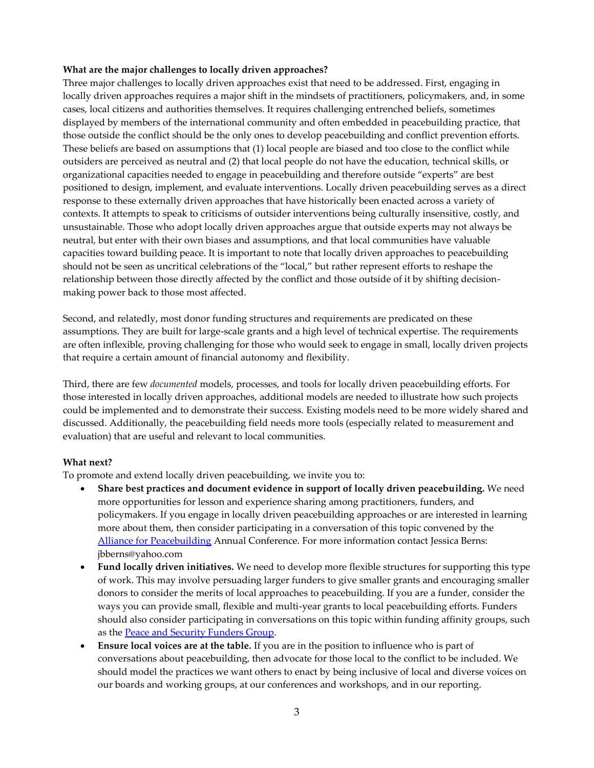**What are the major challenges to locally driven approaches?**

Three major challenges to locally driven approaches exist that need to be addressed. First, engaging in locally driven approaches requires a major shift in the mindsets of practitioners, policymakers, and, in some cases, local citizens and authorities themselves. It requires challenging entrenched beliefs, sometimes displayed by members of the international community and often embedded in peacebuilding practice, that those outside the conflict should be the only ones to develop peacebuilding and conflict prevention efforts. These beliefs are based on assumptions that (1) local people are biased and too close to the conflict while outsiders are perceived as neutral and (2) that local people do not have the education, technical skills, or organizational capacities needed to engage in peacebuilding and therefore outside "experts" are best positioned to design, implement, and evaluate interventions. Locally driven peacebuilding serves as a direct response to these externally driven approaches that have historically been enacted across a variety of contexts. It attempts to speak to criticisms of outsider interventions being culturally insensitive, costly, and unsustainable. Those who adopt locally driven approaches argue that outside experts may not always be neutral, but enter with their own biases and assumptions, and that local communities have valuable capacities toward building peace. It is important to note that locally driven approaches to peacebuilding should not be seen as uncritical celebrations of the "local," but rather represent efforts to reshape the relationship between those directly affected by the conflict and those outside of it by shifting decision-making power back to those most affected.

Second, and relatedly, most donor funding structures and requirements are predicated on these assumptions. They are built for large-scale grants and a high level of technical expertise. The requirements are often inflexible, proving challenging for those who would seek to engage in small, locally driven projects that require a certain amount of financial autonomy and flexibility.

Third, there are few *documented* models, processes, and tools for locally driven peacebuilding efforts. For those interested in locally driven approaches, additional models are needed to illustrate how such projects could be implemented and to demonstrate their success. Existing models need to be more widely shared and discussed. Additionally, the peacebuilding field needs more tools (especially related to measurement and evaluation) that are useful and relevant to local communities.

**What next?**

To promote and extend locally driven peacebuilding, we invite you to:

- **Share best practices and document evidence in support of locally driven peacebuilding.** We need more opportunities for lesson and experience sharing among practitioners, funders, and policymakers. If you engage in locally driven peacebuilding approaches or are interested in learning more about them, then consider participating in a conversation of this topic convened by the Alliance for Peacebuilding Annual Conference. For more information contact Jessica Berns: jbberns@yahoo.com
- **Fund locally driven initiatives.** We need to develop more flexible structures for supporting this type of work. This may involve persuading larger funders to give smaller grants and encouraging smaller donors to consider the merits of local approaches to peacebuilding. If you are a funder, consider the ways you can provide small, flexible and multi-year grants to local peacebuilding efforts. Funders should also consider participating in conversations on this topic within funding affinity groups, such as the Peace and Security Funders Group.
- **Ensure local voices are at the table.** If you are in the position to influence who is part of conversations about peacebuilding, then advocate for those local to the conflict to be included. We should model the practices we want others to enact by being inclusive of local and diverse voices on our boards and working groups, at our conferences and workshops, and in our reporting.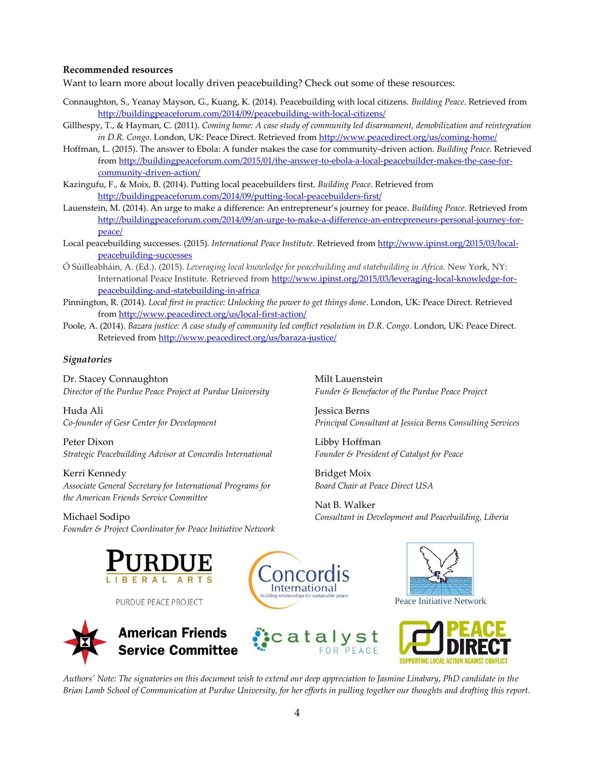**Recommended resources**

Want to learn more about locally driven peacebuilding? Check out some of these resources:

Connaughton, S., Yeanay Mayson, G., Kuang, K. (2014). Peacebuilding with local citizens. *Building Peace*. Retrieved from http://buildingpeaceforum.com/2014/09/peacebuilding-with-local-citizens/

Gillhespy, T., & Hayman, C. (2011). *Coming home: A case study of community led disarmament, demobilization and reintegration in D.R. Congo*. London, UK: Peace Direct. Retrieved from http://www.peacedirect.org/us/coming-home/

Hoffman, L. (2015). The answer to Ebola: A funder makes the case for community-driven action. *Building Peace*. Retrieved from http://buildingpeaceforum.com/2015/01/the-answer-to-ebola-a-local-peacebuilder-makes-the-case-for-community-driven-action/

Kazingufu, F., & Moix, B. (2014). Putting local peacebuilders first. *Building Peace*. Retrieved from http://buildingpeaceforum.com/2014/09/putting-local-peacebuilders-first/

Lauenstein, M. (2014). An urge to make a difference: An entrepreneur's journey for peace. *Building Peace.* Retrieved from http://buildingpeaceforum.com/2014/09/an-urge-to-make-a-difference-an-entrepreneurs-personal-journey-for-peace/

Local peacebuilding successes. (2015). *International Peace Institute*. Retrieved from http://www.ipinst.org/2015/03/local-peacebuilding-successes

Ó Súilleabháin, A. (Ed.). (2015). *Leveraging local knowledge for peacebuilding and statebuilding in Africa.* New York, NY: International Peace Institute. Retrieved from http://www.ipinst.org/2015/03/leveraging-local-knowledge-for-peacebuilding-and-statebuilding-in-africa

Pinnington, R. (2014). *Local first in practice: Unlocking the power to get things done*. London, UK: Peace Direct. Retrieved from http://www.peacedirect.org/us/local-first-action/

Poole, A. (2014). *Bazara justice: A case study of community led conflict resolution in D.R. Congo*. London, UK: Peace Direct. Retrieved from http://www.peacedirect.org/us/baraza-justice/

***Signatories***

Dr. Stacey Connaughton
*Director of the Purdue Peace Project at Purdue University*

Huda Ali
*Co-founder of Gesr Center for Development*

Peter Dixon
*Strategic Peacebuilding Advisor at Concordis International*

Kerri Kennedy
*Associate General Secretary for International Programs for the American Friends Service Committee*

Michael Sodipo
*Founder & Project Coordinator for Peace Initiative Network*

Milt Lauenstein
*Funder & Benefactor of the Purdue Peace Project*

Jessica Berns
*Principal Consultant at Jessica Berns Consulting Services*

Libby Hoffman
*Founder & President of Catalyst for Peace*

Bridget Moix
*Board Chair at Peace Direct USA*

Nat B. Walker
*Consultant in Development and Peacebuilding, Liberia*

PURDUE LIBERAL ARTS
PURDUE PEACE PROJECT

Concordis International
building relationships for sustainable peace

Peace Initiative Network

American Friends Service Committee

catalyst FOR PEACE

PEACE DIRECT
SUPPORTING LOCAL ACTION AGAINST CONFLICT

*Authors' Note: The signatories on this document wish to extend our deep appreciation to Jasmine Linabary, PhD candidate in the Brian Lamb School of Communication at Purdue University, for her efforts in pulling together our thoughts and drafting this report.*